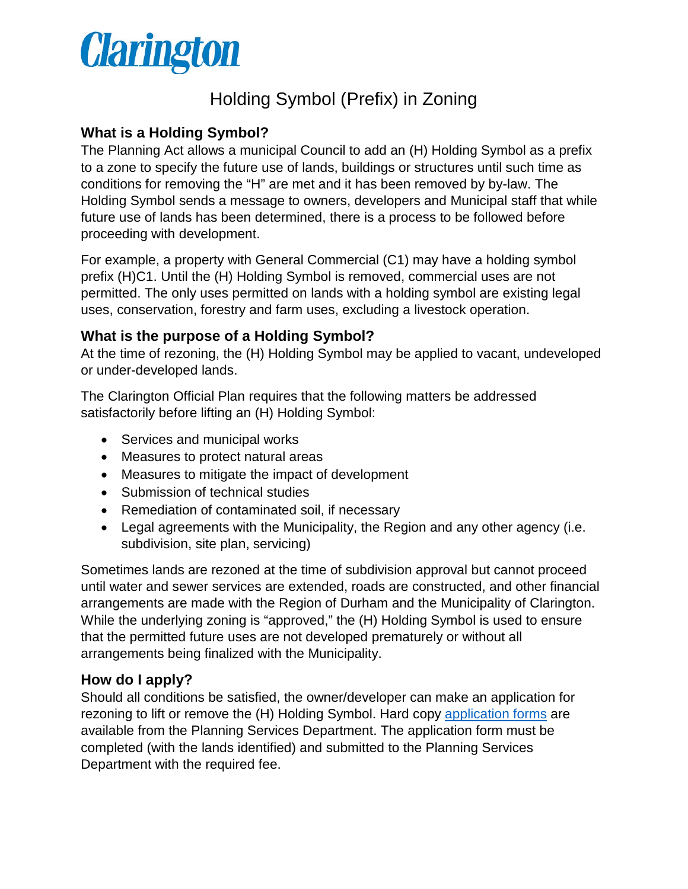Clarington

# Holding Symbol (Prefix) in Zoning

## What is a Holding Symbol?

The Planning Act allows a municipal Council to add an (H) Holding Symbol as a prefix to a zone to specify the future use of lands, buildings or structures until such time as conditions for removing the "H" are met and it has been removed by by-law. The Holding Symbol sends a message to owners, developers and Municipal staff that while future use of lands has been determined, there is a process to be followed before proceeding with development.

For example, a property with General Commercial (C1) may have a holding symbol prefix (H)C1. Until the (H) Holding Symbol is removed, commercial uses are not permitted. The only uses permitted on lands with a holding symbol are existing legal uses, conservation, forestry and farm uses, excluding a livestock operation.

## What is the purpose of a Holding Symbol?

At the time of rezoning, the (H) Holding Symbol may be applied to vacant, undeveloped or under-developed lands.

The Clarington Official Plan requires that the following matters be addressed satisfactorily before lifting an (H) Holding Symbol:

- Services and municipal works
- Measures to protect natural areas
- Measures to mitigate the impact of development
- Submission of technical studies
- Remediation of contaminated soil, if necessary
- Legal agreements with the Municipality, the Region and any other agency (i.e. subdivision, site plan, servicing)

Sometimes lands are rezoned at the time of subdivision approval but cannot proceed until water and sewer services are extended, roads are constructed, and other financial arrangements are made with the Region of Durham and the Municipality of Clarington. While the underlying zoning is "approved," the (H) Holding Symbol is used to ensure that the permitted future uses are not developed prematurely or without all arrangements being finalized with the Municipality.

## How do I apply?

Should all conditions be satisfied, the owner/developer can make an application for rezoning to lift or remove the (H) Holding Symbol. Hard copy application forms are available from the Planning Services Department. The application form must be completed (with the lands identified) and submitted to the Planning Services Department with the required fee.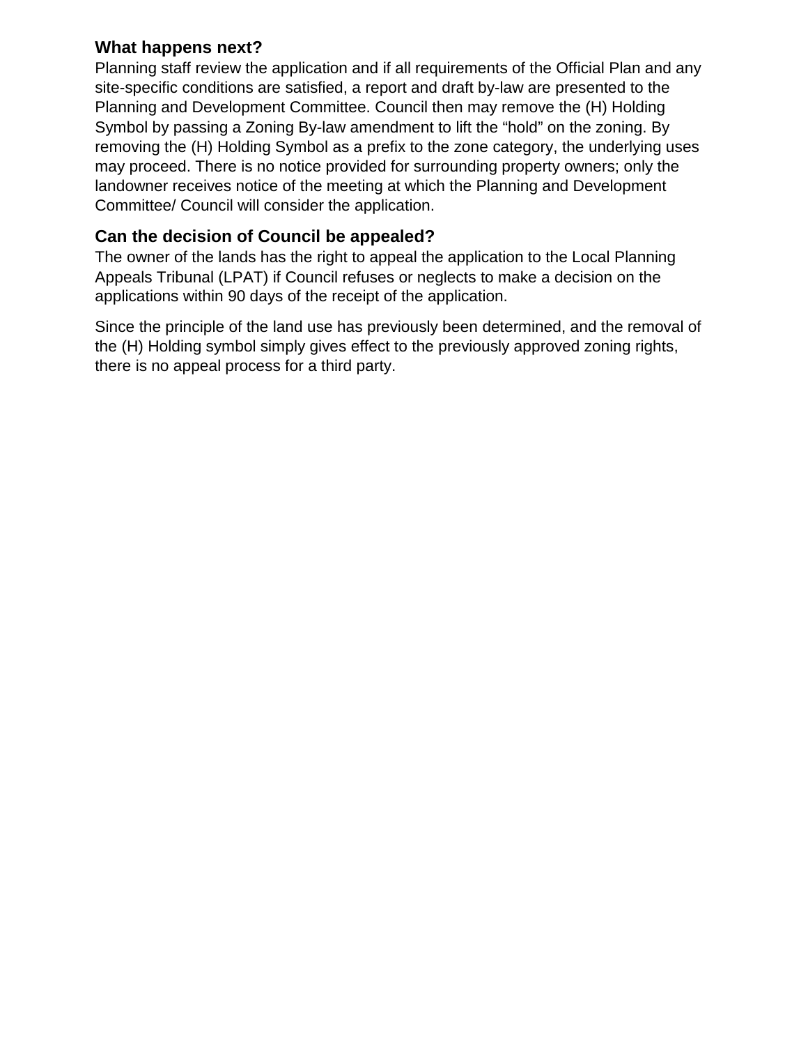### What happens next?

Planning staff review the application and if all requirements of the Official Plan and any site-specific conditions are satisfied, a report and draft by-law are presented to the Planning and Development Committee. Council then may remove the (H) Holding Symbol by passing a Zoning By-law amendment to lift the "hold" on the zoning. By removing the (H) Holding Symbol as a prefix to the zone category, the underlying uses may proceed. There is no notice provided for surrounding property owners; only the landowner receives notice of the meeting at which the Planning and Development Committee/ Council will consider the application.

### Can the decision of Council be appealed?

The owner of the lands has the right to appeal the application to the Local Planning Appeals Tribunal (LPAT) if Council refuses or neglects to make a decision on the applications within 90 days of the receipt of the application.

Since the principle of the land use has previously been determined, and the removal of the (H) Holding symbol simply gives effect to the previously approved zoning rights, there is no appeal process for a third party.